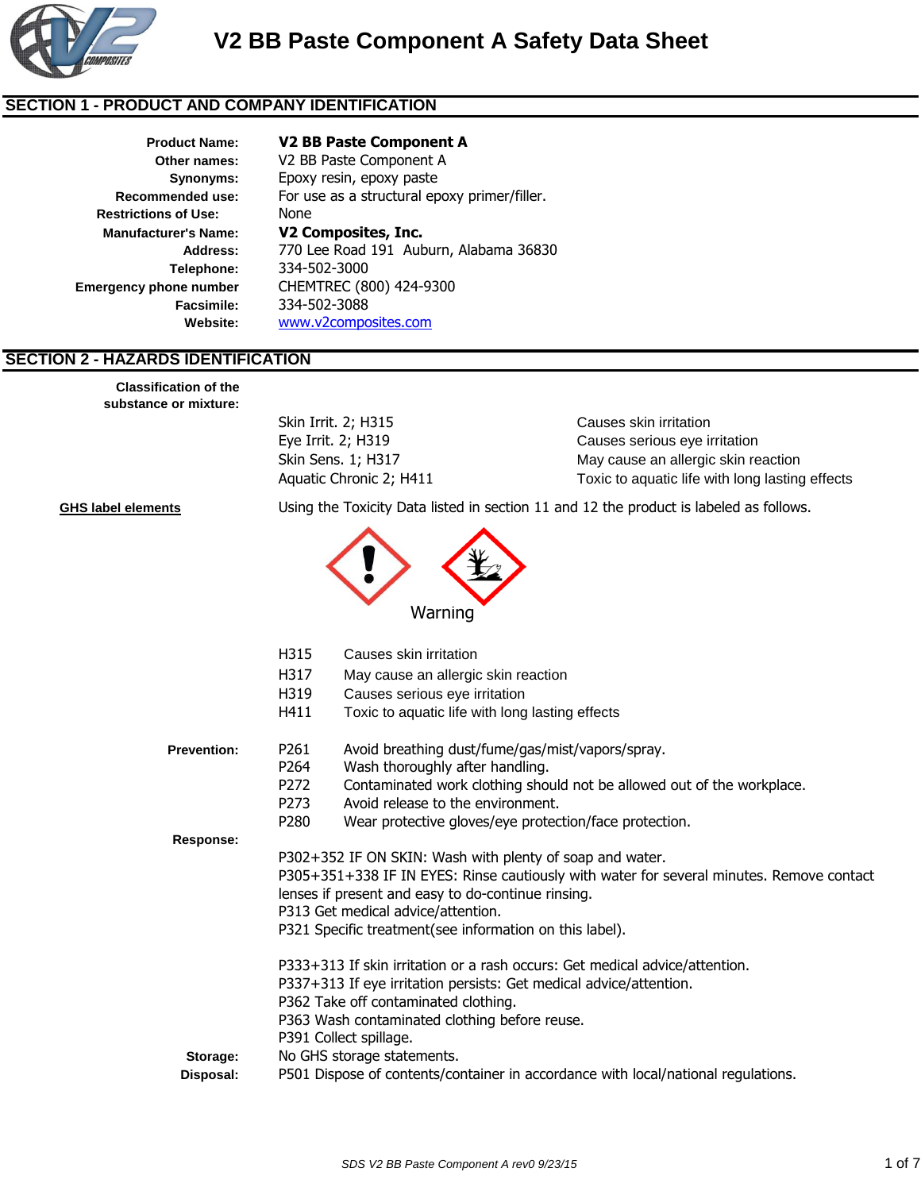# V2 BB Paste Component A Safety Data Sheet

## SECTION 1 - PRODUCT AND COMPANY IDENTIFICATION

**Product Name:** **V2 BB Paste Component A**
**Other names:** V2 BB Paste Component A
**Synonyms:** Epoxy resin, epoxy paste
**Recommended use:** For use as a structural epoxy primer/filler.
**Restrictions of Use:** None
**Manufacturer's Name:** **V2 Composites, Inc.**
**Address:** 770 Lee Road 191 Auburn, Alabama 36830
**Telephone:** 334-502-3000
**Emergency phone number** CHEMTREC (800) 424-9300
**Facsimile:** 334-502-3088
**Website:** www.v2composites.com

## SECTION 2 - HAZARDS IDENTIFICATION

**Classification of the substance or mixture:**

| | |
|---|---|
| Skin Irrit. 2; H315 | Causes skin irritation |
| Eye Irrit. 2; H319 | Causes serious eye irritation |
| Skin Sens. 1; H317 | May cause an allergic skin reaction |
| Aquatic Chronic 2; H411 | Toxic to aquatic life with long lasting effects |

**GHS label elements**

Using the Toxicity Data listed in section 11 and 12 the product is labeled as follows.

Warning

H315 Causes skin irritation
H317 May cause an allergic skin reaction
H319 Causes serious eye irritation
H411 Toxic to aquatic life with long lasting effects

**Prevention:**

P261 Avoid breathing dust/fume/gas/mist/vapors/spray.
P264 Wash thoroughly after handling.
P272 Contaminated work clothing should not be allowed out of the workplace.
P273 Avoid release to the environment.
P280 Wear protective gloves/eye protection/face protection.

**Response:**

P302+352 IF ON SKIN: Wash with plenty of soap and water.
P305+351+338 IF IN EYES: Rinse cautiously with water for several minutes. Remove contact lenses if present and easy to do-continue rinsing.
P313 Get medical advice/attention.
P321 Specific treatment(see information on this label).

P333+313 If skin irritation or a rash occurs: Get medical advice/attention.
P337+313 If eye irritation persists: Get medical advice/attention.
P362 Take off contaminated clothing.
P363 Wash contaminated clothing before reuse.
P391 Collect spillage.

**Storage:** No GHS storage statements.
**Disposal:** P501 Dispose of contents/container in accordance with local/national regulations.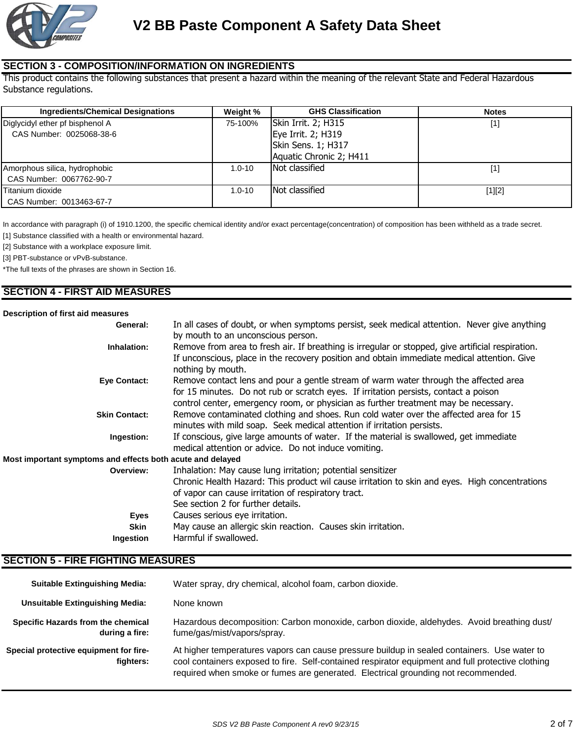# V2 BB Paste Component A Safety Data Sheet

## SECTION 3 - COMPOSITION/INFORMATION ON INGREDIENTS

This product contains the following substances that present a hazard within the meaning of the relevant State and Federal Hazardous Substance regulations.

| Ingredients/Chemical Designations | Weight % | GHS Classification | Notes |
|---|---|---|---|
| Diglycidyl ether pf bisphenol A<br>CAS Number: 0025068-38-6 | 75-100% | Skin Irrit. 2; H315<br>Eye Irrit. 2; H319<br>Skin Sens. 1; H317<br>Aquatic Chronic 2; H411 | [1] |
| Amorphous silica, hydrophobic<br>CAS Number: 0067762-90-7 | 1.0-10 | Not classified | [1] |
| Titanium dioxide<br>CAS Number: 0013463-67-7 | 1.0-10 | Not classified | [1][2] |

In accordance with paragraph (i) of 1910.1200, the specific chemical identity and/or exact percentage(concentration) of composition has been withheld as a trade secret.

[1] Substance classified with a health or environmental hazard.

[2] Substance with a workplace exposure limit.

[3] PBT-substance or vPvB-substance.

*The full texts of the phrases are shown in Section 16.

## SECTION 4 - FIRST AID MEASURES

**Description of first aid measures**

**General:** In all cases of doubt, or when symptoms persist, seek medical attention. Never give anything by mouth to an unconscious person.

**Inhalation:** Remove from area to fresh air. If breathing is irregular or stopped, give artificial respiration. If unconscious, place in the recovery position and obtain immediate medical attention. Give nothing by mouth.

**Eye Contact:** Remove contact lens and pour a gentle stream of warm water through the affected area for 15 minutes. Do not rub or scratch eyes. If irritation persists, contact a poison control center, emergency room, or physician as further treatment may be necessary.

**Skin Contact:** Remove contaminated clothing and shoes. Run cold water over the affected area for 15 minutes with mild soap. Seek medical attention if irritation persists.

**Ingestion:** If conscious, give large amounts of water. If the material is swallowed, get immediate medical attention or advice. Do not induce vomiting.

**Most important symptoms and effects both acute and delayed**

**Overview:** Inhalation: May cause lung irritation; potential sensitizer
Chronic Health Hazard: This product wil cause irritation to skin and eyes. High concentrations of vapor can cause irritation of respiratory tract.
See section 2 for further details.

**Eyes** Causes serious eye irritation.

**Skin** May cause an allergic skin reaction. Causes skin irritation.

**Ingestion** Harmful if swallowed.

## SECTION 5 - FIRE FIGHTING MEASURES

**Suitable Extinguishing Media:** Water spray, dry chemical, alcohol foam, carbon dioxide.

**Unsuitable Extinguishing Media:** None known

**Specific Hazards from the chemical during a fire:** Hazardous decomposition: Carbon monoxide, carbon dioxide, aldehydes. Avoid breathing dust/ fume/gas/mist/vapors/spray.

**Special protective equipment for fire-fighters:** At higher temperatures vapors can cause pressure buildup in sealed containers. Use water to cool containers exposed to fire. Self-contained respirator equipment and full protective clothing required when smoke or fumes are generated. Electrical grounding not recommended.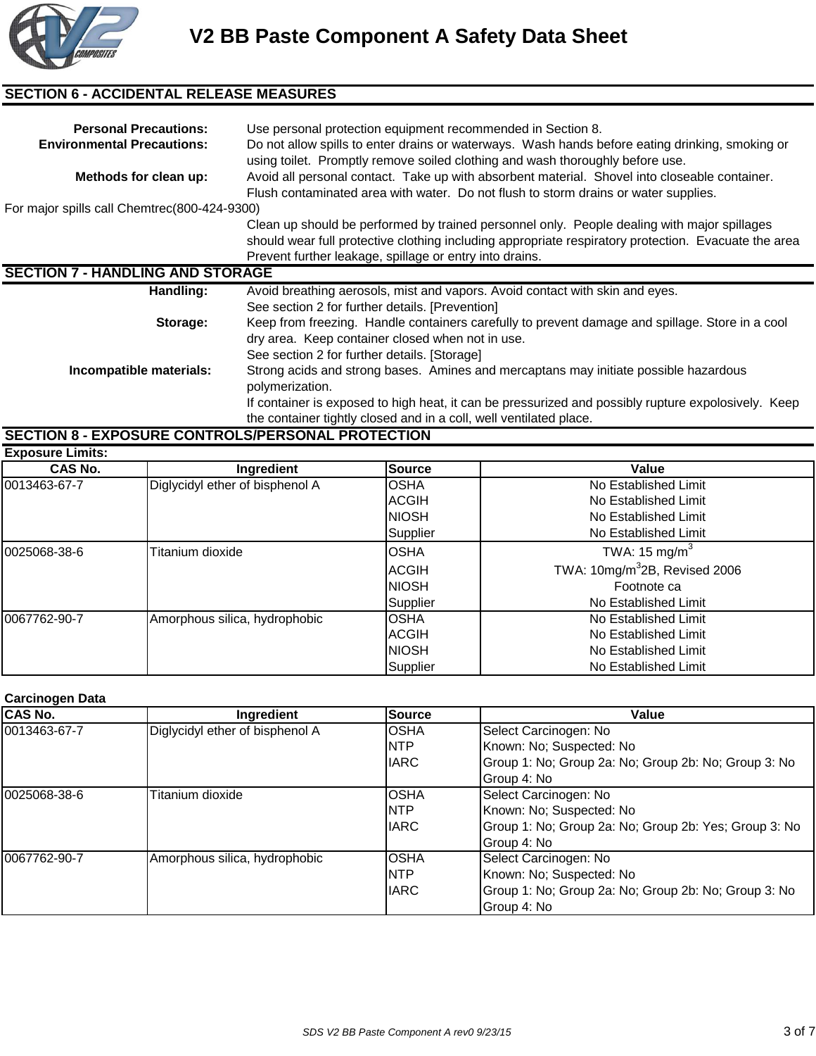## SECTION 6 - ACCIDENTAL RELEASE MEASURES

**Personal Precautions:** Use personal protection equipment recommended in Section 8.

**Environmental Precautions:** Do not allow spills to enter drains or waterways. Wash hands before eating drinking, smoking or using toilet. Promptly remove soiled clothing and wash thoroughly before use.

**Methods for clean up:** Avoid all personal contact. Take up with absorbent material. Shovel into closeable container. Flush contaminated area with water. Do not flush to storm drains or water supplies.

For major spills call Chemtrec(800-424-9300)

Clean up should be performed by trained personnel only. People dealing with major spillages should wear full protective clothing including appropriate respiratory protection. Evacuate the area Prevent further leakage, spillage or entry into drains.

## SECTION 7 - HANDLING AND STORAGE

**Handling:** Avoid breathing aerosols, mist and vapors. Avoid contact with skin and eyes. See section 2 for further details. [Prevention]

**Storage:** Keep from freezing. Handle containers carefully to prevent damage and spillage. Store in a cool dry area. Keep container closed when not in use. See section 2 for further details. [Storage]

**Incompatible materials:** Strong acids and strong bases. Amines and mercaptans may initiate possible hazardous polymerization. If container is exposed to high heat, it can be pressurized and possibly rupture expolosively. Keep the container tightly closed and in a coll, well ventilated place.

## SECTION 8 - EXPOSURE CONTROLS/PERSONAL PROTECTION

**Exposure Limits:**

| CAS No. | Ingredient | Source | Value |
|---|---|---|---|
| 0013463-67-7 | Diglycidyl ether of bisphenol A | OSHA | No Established Limit |
| | | ACGIH | No Established Limit |
| | | NIOSH | No Established Limit |
| | | Supplier | No Established Limit |
| 0025068-38-6 | Titanium dioxide | OSHA | TWA: 15 $mg/m^3$ |
| | | ACGIH | TWA: 10$mg/m^3$2B, Revised 2006 |
| | | NIOSH | Footnote ca |
| | | Supplier | No Established Limit |
| 0067762-90-7 | Amorphous silica, hydrophobic | OSHA | No Established Limit |
| | | ACGIH | No Established Limit |
| | | NIOSH | No Established Limit |
| | | Supplier | No Established Limit |

**Carcinogen Data**

| CAS No. | Ingredient | Source | Value |
|---|---|---|---|
| 0013463-67-7 | Diglycidyl ether of bisphenol A | OSHA | Select Carcinogen: No |
| | | NTP | Known: No; Suspected: No |
| | | IARC | Group 1: No; Group 2a: No; Group 2b: No; Group 3: No Group 4: No |
| 0025068-38-6 | Titanium dioxide | OSHA | Select Carcinogen: No |
| | | NTP | Known: No; Suspected: No |
| | | IARC | Group 1: No; Group 2a: No; Group 2b: Yes; Group 3: No Group 4: No |
| 0067762-90-7 | Amorphous silica, hydrophobic | OSHA | Select Carcinogen: No |
| | | NTP | Known: No; Suspected: No |
| | | IARC | Group 1: No; Group 2a: No; Group 2b: No; Group 3: No Group 4: No |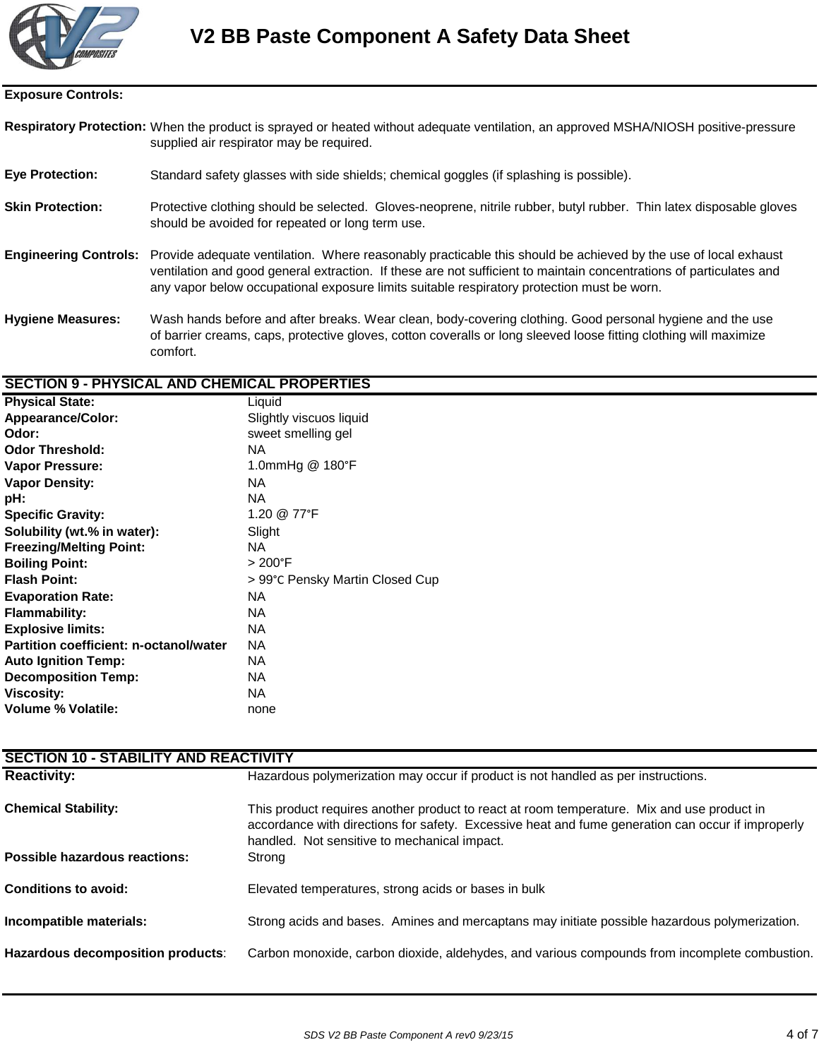**Exposure Controls:**

**Respiratory Protection:** When the product is sprayed or heated without adequate ventilation, an approved MSHA/NIOSH positive-pressure supplied air respirator may be required.

**Eye Protection:** Standard safety glasses with side shields; chemical goggles (if splashing is possible).

**Skin Protection:** Protective clothing should be selected. Gloves-neoprene, nitrile rubber, butyl rubber. Thin latex disposable gloves should be avoided for repeated or long term use.

**Engineering Controls:** Provide adequate ventilation. Where reasonably practicable this should be achieved by the use of local exhaust ventilation and good general extraction. If these are not sufficient to maintain concentrations of particulates and any vapor below occupational exposure limits suitable respiratory protection must be worn.

**Hygiene Measures:** Wash hands before and after breaks. Wear clean, body-covering clothing. Good personal hygiene and the use of barrier creams, caps, protective gloves, cotton coveralls or long sleeved loose fitting clothing will maximize comfort.

## SECTION 9 - PHYSICAL AND CHEMICAL PROPERTIES

| | |
|---|---|
| **Physical State:** | Liquid |
| **Appearance/Color:** | Slightly viscuos liquid |
| **Odor:** | sweet smelling gel |
| **Odor Threshold:** | NA |
| **Vapor Pressure:** | 1.0mmHg @ 180°F |
| **Vapor Density:** | NA |
| **pH:** | NA |
| **Specific Gravity:** | 1.20 @ 77°F |
| **Solubility (wt.% in water):** | Slight |
| **Freezing/Melting Point:** | NA |
| **Boiling Point:** | > 200°F |
| **Flash Point:** | > 99℃ Pensky Martin Closed Cup |
| **Evaporation Rate:** | NA |
| **Flammability:** | NA |
| **Explosive limits:** | NA |
| **Partition coefficient: n-octanol/water** | NA |
| **Auto Ignition Temp:** | NA |
| **Decomposition Temp:** | NA |
| **Viscosity:** | NA |
| **Volume % Volatile:** | none |

## SECTION 10 - STABILITY AND REACTIVITY

**Reactivity:** Hazardous polymerization may occur if product is not handled as per instructions.

**Chemical Stability:** This product requires another product to react at room temperature. Mix and use product in accordance with directions for safety. Excessive heat and fume generation can occur if improperly handled. Not sensitive to mechanical impact.

**Possible hazardous reactions:** Strong

**Conditions to avoid:** Elevated temperatures, strong acids or bases in bulk

**Incompatible materials:** Strong acids and bases. Amines and mercaptans may initiate possible hazardous polymerization.

**Hazardous decomposition products**: Carbon monoxide, carbon dioxide, aldehydes, and various compounds from incomplete combustion.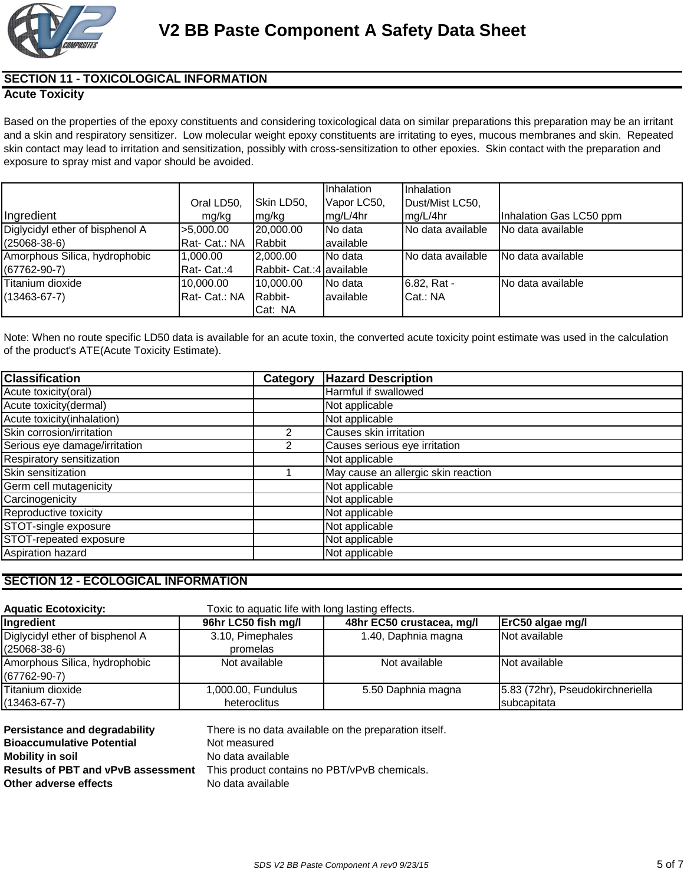## SECTION 11 - TOXICOLOGICAL INFORMATION

### Acute Toxicity

Based on the properties of the epoxy constituents and considering toxicological data on similar preparations this preparation may be an irritant and a skin and respiratory sensitizer. Low molecular weight epoxy constituents are irritating to eyes, mucous membranes and skin. Repeated skin contact may lead to irritation and sensitization, possibly with cross-sensitization to other epoxies. Skin contact with the preparation and exposure to spray mist and vapor should be avoided.

| Ingredient | Oral LD50, mg/kg | Skin LD50, mg/kg | Inhalation Vapor LC50, mg/L/4hr | Inhalation Dust/Mist LC50, mg/L/4hr | Inhalation Gas LC50 ppm |
|---|---|---|---|---|---|
| Diglycidyl ether of bisphenol A (25068-38-6) | >5,000.00 Rat- Cat.: NA | 20,000.00 Rabbit | No data available | No data available | No data available |
| Amorphous Silica, hydrophobic (67762-90-7) | 1,000.00 Rat- Cat.:4 | 2,000.00 Rabbit- Cat.:4 | No data available | No data available | No data available |
| Titanium dioxide (13463-67-7) | 10,000.00 Rat- Cat.: NA | 10,000.00 Rabbit- Cat: NA | No data available | 6.82, Rat - Cat.: NA | No data available |

Note: When no route specific LD50 data is available for an acute toxin, the converted acute toxicity point estimate was used in the calculation of the product's ATE(Acute Toxicity Estimate).

| Classification | Category | Hazard Description |
|---|---|---|
| Acute toxicity(oral) | | Harmful if swallowed |
| Acute toxicity(dermal) | | Not applicable |
| Acute toxicity(inhalation) | | Not applicable |
| Skin corrosion/irritation | 2 | Causes skin irritation |
| Serious eye damage/irritation | 2 | Causes serious eye irritation |
| Respiratory sensitization | | Not applicable |
| Skin sensitization | 1 | May cause an allergic skin reaction |
| Germ cell mutagenicity | | Not applicable |
| Carcinogenicity | | Not applicable |
| Reproductive toxicity | | Not applicable |
| STOT-single exposure | | Not applicable |
| STOT-repeated exposure | | Not applicable |
| Aspiration hazard | | Not applicable |

## SECTION 12 - ECOLOGICAL INFORMATION

**Aquatic Ecotoxicity:** Toxic to aquatic life with long lasting effects.

| Ingredient | 96hr LC50 fish mg/l | 48hr EC50 crustacea, mg/l | ErC50 algae mg/l |
|---|---|---|---|
| Diglycidyl ether of bisphenol A (25068-38-6) | 3.10, Pimephales promelas | 1.40, Daphnia magna | Not available |
| Amorphous Silica, hydrophobic (67762-90-7) | Not available | Not available | Not available |
| Titanium dioxide (13463-67-7) | 1,000.00, Fundulus heteroclitus | 5.50 Daphnia magna | 5.83 (72hr), Pseudokirchneriella subcapitata |

**Persistance and degradability** There is no data available on the preparation itself.

**Bioaccumulative Potential** Not measured

**Mobility in soil** No data available

**Results of PBT and vPvB assessment** This product contains no PBT/vPvB chemicals.

**Other adverse effects** No data available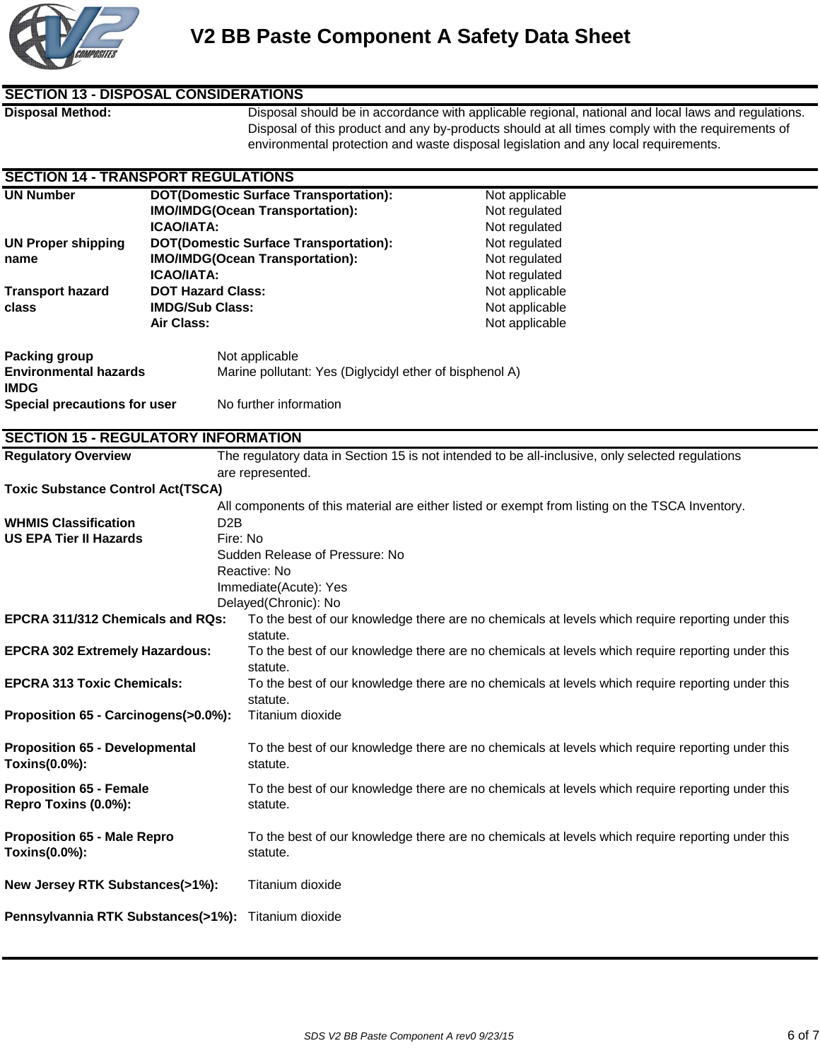# V2 BB Paste Component A Safety Data Sheet

## SECTION 13 - DISPOSAL CONSIDERATIONS

**Disposal Method:** Disposal should be in accordance with applicable regional, national and local laws and regulations. Disposal of this product and any by-products should at all times comply with the requirements of environmental protection and waste disposal legislation and any local requirements.

## SECTION 14 - TRANSPORT REGULATIONS

| | | |
|---|---|---|
| **UN Number** | **DOT(Domestic Surface Transportation):** | Not applicable |
| | **IMO/IMDG(Ocean Transportation):** | Not regulated |
| | **ICAO/IATA:** | Not regulated |
| **UN Proper shipping name** | **DOT(Domestic Surface Transportation):** | Not regulated |
| | **IMO/IMDG(Ocean Transportation):** | Not regulated |
| | **ICAO/IATA:** | Not regulated |
| **Transport hazard class** | **DOT Hazard Class:** | Not applicable |
| | **IMDG/Sub Class:** | Not applicable |
| | **Air Class:** | Not applicable |

**Packing group** Not applicable

**Environmental hazards IMDG** Marine pollutant: Yes (Diglycidyl ether of bisphenol A)

**Special precautions for user** No further information

## SECTION 15 - REGULATORY INFORMATION

**Regulatory Overview** The regulatory data in Section 15 is not intended to be all-inclusive, only selected regulations are represented.

**Toxic Substance Control Act(TSCA)**

All components of this material are either listed or exempt from listing on the TSCA Inventory.

**WHMIS Classification** D2B

**US EPA Tier II Hazards**
- Fire: No
- Sudden Release of Pressure: No
- Reactive: No
- Immediate(Acute): Yes
- Delayed(Chronic): No

**EPCRA 311/312 Chemicals and RQs:** To the best of our knowledge there are no chemicals at levels which require reporting under this statute.

**EPCRA 302 Extremely Hazardous:** To the best of our knowledge there are no chemicals at levels which require reporting under this statute.

**EPCRA 313 Toxic Chemicals:** To the best of our knowledge there are no chemicals at levels which require reporting under this statute.

**Proposition 65 - Carcinogens(>0.0%):** Titanium dioxide

**Proposition 65 - Developmental Toxins(0.0%):** To the best of our knowledge there are no chemicals at levels which require reporting under this statute.

**Proposition 65 - Female Repro Toxins (0.0%):** To the best of our knowledge there are no chemicals at levels which require reporting under this statute.

**Proposition 65 - Male Repro Toxins(0.0%):** To the best of our knowledge there are no chemicals at levels which require reporting under this statute.

**New Jersey RTK Substances(>1%):** Titanium dioxide

**Pennsylvannia RTK Substances(>1%):** Titanium dioxide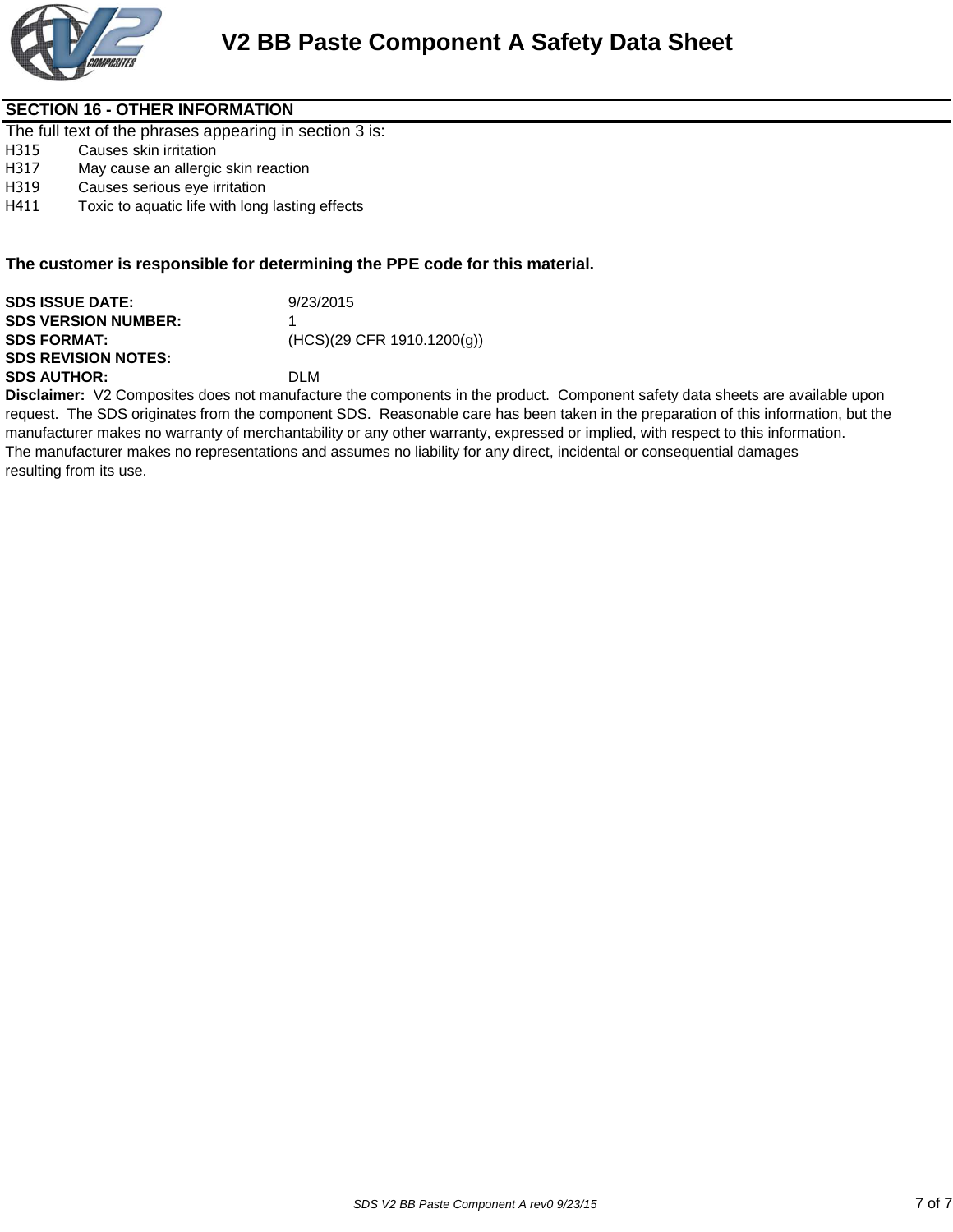## SECTION 16 - OTHER INFORMATION

The full text of the phrases appearing in section 3 is:

H315 Causes skin irritation
H317 May cause an allergic skin reaction
H319 Causes serious eye irritation
H411 Toxic to aquatic life with long lasting effects

**The customer is responsible for determining the PPE code for this material.**

**SDS ISSUE DATE:** 9/23/2015
**SDS VERSION NUMBER:** 1
**SDS FORMAT:** (HCS)(29 CFR 1910.1200(g))
**SDS REVISION NOTES:**
**SDS AUTHOR:** DLM

**Disclaimer:** V2 Composites does not manufacture the components in the product. Component safety data sheets are available upon request. The SDS originates from the component SDS. Reasonable care has been taken in the preparation of this information, but the manufacturer makes no warranty of merchantability or any other warranty, expressed or implied, with respect to this information.
The manufacturer makes no representations and assumes no liability for any direct, incidental or consequential damages resulting from its use.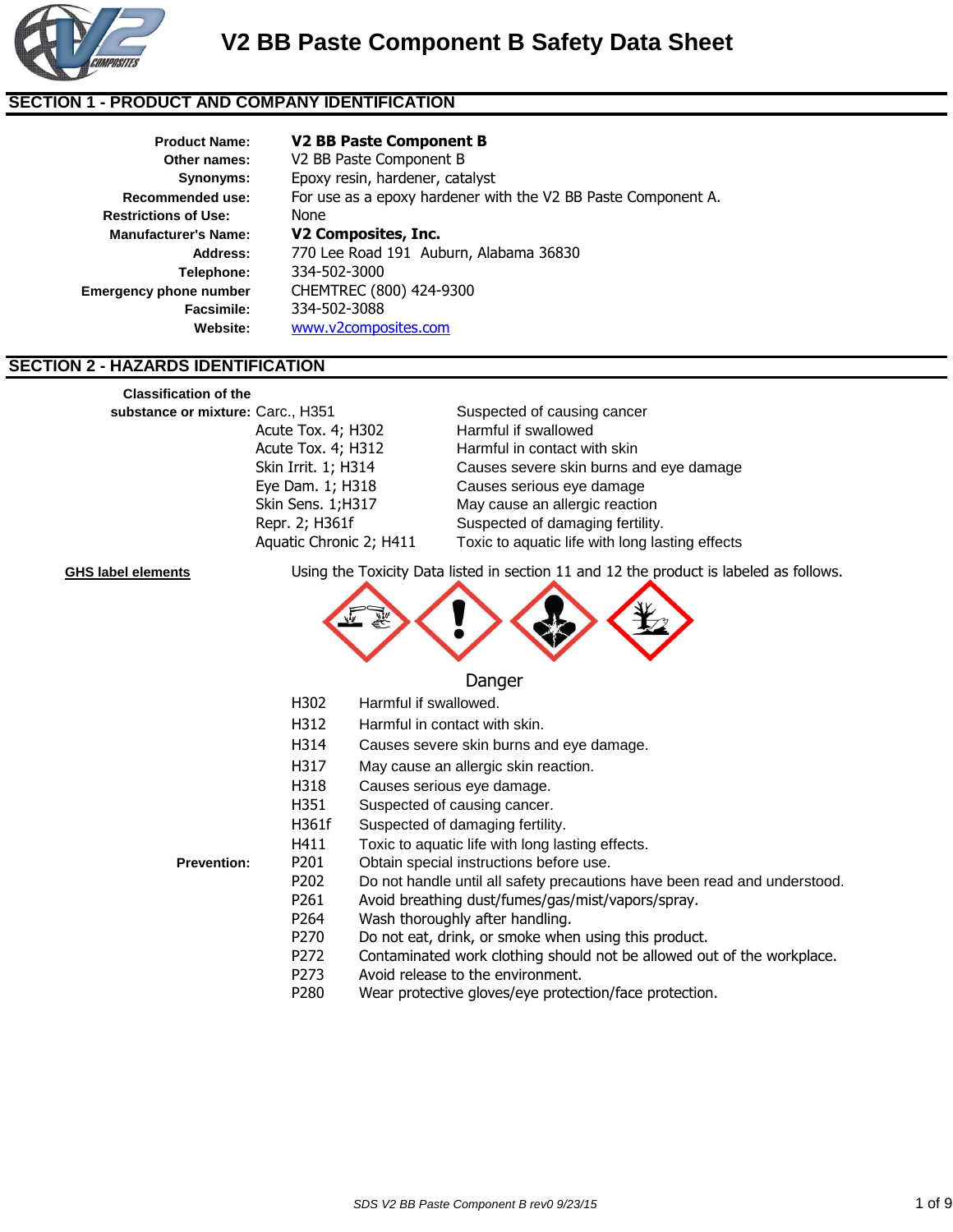# V2 BB Paste Component B Safety Data Sheet

## SECTION 1 - PRODUCT AND COMPANY IDENTIFICATION

| | |
|---|---|
| **Product Name:** | **V2 BB Paste Component B** |
| **Other names:** | V2 BB Paste Component B |
| **Synonyms:** | Epoxy resin, hardener, catalyst |
| **Recommended use:** | For use as a epoxy hardener with the V2 BB Paste Component A. |
| **Restrictions of Use:** | None |
| **Manufacturer's Name:** | **V2 Composites, Inc.** |
| **Address:** | 770 Lee Road 191 Auburn, Alabama 36830 |
| **Telephone:** | 334-502-3000 |
| **Emergency phone number** | CHEMTREC (800) 424-9300 |
| **Facsimile:** | 334-502-3088 |
| **Website:** | www.v2composites.com |

## SECTION 2 - HAZARDS IDENTIFICATION

**Classification of the substance or mixture:**

| | |
|---|---|
| Carc., H351 | Suspected of causing cancer |
| Acute Tox. 4; H302 | Harmful if swallowed |
| Acute Tox. 4; H312 | Harmful in contact with skin |
| Skin Irrit. 1; H314 | Causes severe skin burns and eye damage |
| Eye Dam. 1; H318 | Causes serious eye damage |
| Skin Sens. 1;H317 | May cause an allergic reaction |
| Repr. 2; H361f | Suspected of damaging fertility. |
| Aquatic Chronic 2; H411 | Toxic to aquatic life with long lasting effects |

**GHS label elements**

Using the Toxicity Data listed in section 11 and 12 the product is labeled as follows.

Danger

| | |
|---|---|
| H302 | Harmful if swallowed. |
| H312 | Harmful in contact with skin. |
| H314 | Causes severe skin burns and eye damage. |
| H317 | May cause an allergic skin reaction. |
| H318 | Causes serious eye damage. |
| H351 | Suspected of causing cancer. |
| H361f | Suspected of damaging fertility. |
| H411 | Toxic to aquatic life with long lasting effects. |

**Prevention:**

| | |
|---|---|
| P201 | Obtain special instructions before use. |
| P202 | Do not handle until all safety precautions have been read and understood. |
| P261 | Avoid breathing dust/fumes/gas/mist/vapors/spray. |
| P264 | Wash thoroughly after handling. |
| P270 | Do not eat, drink, or smoke when using this product. |
| P272 | Contaminated work clothing should not be allowed out of the workplace. |
| P273 | Avoid release to the environment. |
| P280 | Wear protective gloves/eye protection/face protection. |

*SDS V2 BB Paste Component B rev0 9/23/15*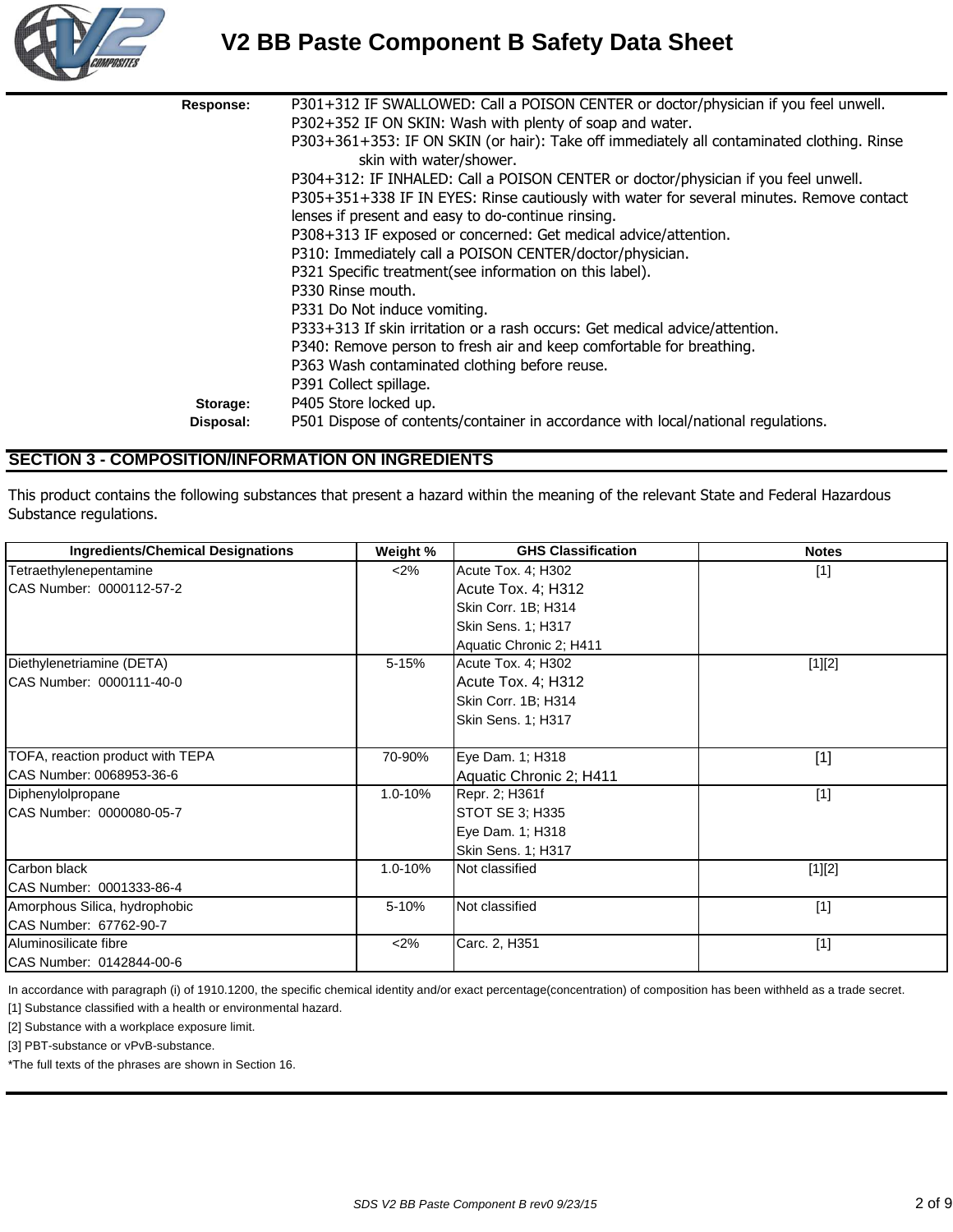| | |
|---|---|
| **Response:** | P301+312 IF SWALLOWED: Call a POISON CENTER or doctor/physician if you feel unwell.<br>P302+352 IF ON SKIN: Wash with plenty of soap and water.<br>P303+361+353: IF ON SKIN (or hair): Take off immediately all contaminated clothing. Rinse skin with water/shower.<br>P304+312: IF INHALED: Call a POISON CENTER or doctor/physician if you feel unwell.<br>P305+351+338 IF IN EYES: Rinse cautiously with water for several minutes. Remove contact lenses if present and easy to do-continue rinsing.<br>P308+313 IF exposed or concerned: Get medical advice/attention.<br>P310: Immediately call a POISON CENTER/doctor/physician.<br>P321 Specific treatment(see information on this label).<br>P330 Rinse mouth.<br>P331 Do Not induce vomiting.<br>P333+313 If skin irritation or a rash occurs: Get medical advice/attention.<br>P340: Remove person to fresh air and keep comfortable for breathing.<br>P363 Wash contaminated clothing before reuse.<br>P391 Collect spillage. |
| **Storage:** | P405 Store locked up. |
| **Disposal:** | P501 Dispose of contents/container in accordance with local/national regulations. |

## SECTION 3 - COMPOSITION/INFORMATION ON INGREDIENTS

This product contains the following substances that present a hazard within the meaning of the relevant State and Federal Hazardous Substance regulations.

| Ingredients/Chemical Designations | Weight % | GHS Classification | Notes |
|---|---|---|---|
| Tetraethylenepentamine<br>CAS Number: 0000112-57-2 | <2% | Acute Tox. 4; H302<br>Acute Tox. 4; H312<br>Skin Corr. 1B; H314<br>Skin Sens. 1; H317<br>Aquatic Chronic 2; H411 | [1] |
| Diethylenetriamine (DETA)<br>CAS Number: 0000111-40-0 | 5-15% | Acute Tox. 4; H302<br>Acute Tox. 4; H312<br>Skin Corr. 1B; H314<br>Skin Sens. 1; H317 | [1][2] |
| TOFA, reaction product with TEPA<br>CAS Number: 0068953-36-6 | 70-90% | Eye Dam. 1; H318<br>Aquatic Chronic 2; H411 | [1] |
| Diphenylolpropane<br>CAS Number: 0000080-05-7 | 1.0-10% | Repr. 2; H361f<br>STOT SE 3; H335<br>Eye Dam. 1; H318<br>Skin Sens. 1; H317 | [1] |
| Carbon black<br>CAS Number: 0001333-86-4 | 1.0-10% | Not classified | [1][2] |
| Amorphous Silica, hydrophobic<br>CAS Number: 67762-90-7 | 5-10% | Not classified | [1] |
| Aluminosilicate fibre<br>CAS Number: 0142844-00-6 | <2% | Carc. 2, H351 | [1] |

In accordance with paragraph (i) of 1910.1200, the specific chemical identity and/or exact percentage(concentration) of composition has been withheld as a trade secret.

[1] Substance classified with a health or environmental hazard.

[2] Substance with a workplace exposure limit.

[3] PBT-substance or vPvB-substance.

*The full texts of the phrases are shown in Section 16.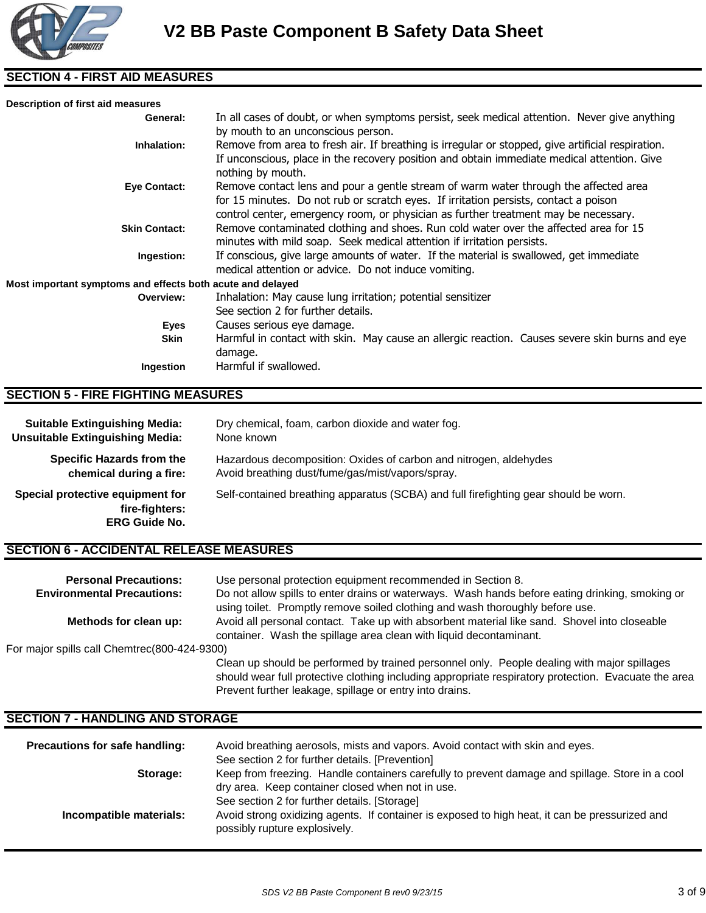## SECTION 4 - FIRST AID MEASURES

**Description of first aid measures**

**General:** In all cases of doubt, or when symptoms persist, seek medical attention. Never give anything by mouth to an unconscious person.

**Inhalation:** Remove from area to fresh air. If breathing is irregular or stopped, give artificial respiration. If unconscious, place in the recovery position and obtain immediate medical attention. Give nothing by mouth.

**Eye Contact:** Remove contact lens and pour a gentle stream of warm water through the affected area for 15 minutes. Do not rub or scratch eyes. If irritation persists, contact a poison control center, emergency room, or physician as further treatment may be necessary.

**Skin Contact:** Remove contaminated clothing and shoes. Run cold water over the affected area for 15 minutes with mild soap. Seek medical attention if irritation persists.

**Ingestion:** If conscious, give large amounts of water. If the material is swallowed, get immediate medical attention or advice. Do not induce vomiting.

**Most important symptoms and effects both acute and delayed**

**Overview:** Inhalation: May cause lung irritation; potential sensitizer
See section 2 for further details.

**Eyes** Causes serious eye damage.

**Skin** Harmful in contact with skin. May cause an allergic reaction. Causes severe skin burns and eye damage.

**Ingestion** Harmful if swallowed.

## SECTION 5 - FIRE FIGHTING MEASURES

**Suitable Extinguishing Media:** Dry chemical, foam, carbon dioxide and water fog.

**Unsuitable Extinguishing Media:** None known

**Specific Hazards from the chemical during a fire:** Hazardous decomposition: Oxides of carbon and nitrogen, aldehydes
Avoid breathing dust/fume/gas/mist/vapors/spray.

**Special protective equipment for fire-fighters:** Self-contained breathing apparatus (SCBA) and full firefighting gear should be worn.

**ERG Guide No.**

## SECTION 6 - ACCIDENTAL RELEASE MEASURES

**Personal Precautions:** Use personal protection equipment recommended in Section 8.

**Environmental Precautions:** Do not allow spills to enter drains or waterways. Wash hands before eating drinking, smoking or using toilet. Promptly remove soiled clothing and wash thoroughly before use.

**Methods for clean up:** Avoid all personal contact. Take up with absorbent material like sand. Shovel into closeable container. Wash the spillage area clean with liquid decontaminant.

For major spills call Chemtrec(800-424-9300)

Clean up should be performed by trained personnel only. People dealing with major spillages should wear full protective clothing including appropriate respiratory protection. Evacuate the area Prevent further leakage, spillage or entry into drains.

## SECTION 7 - HANDLING AND STORAGE

**Precautions for safe handling:** Avoid breathing aerosols, mists and vapors. Avoid contact with skin and eyes.
See section 2 for further details. [Prevention]

**Storage:** Keep from freezing. Handle containers carefully to prevent damage and spillage. Store in a cool dry area. Keep container closed when not in use.
See section 2 for further details. [Storage]

**Incompatible materials:** Avoid strong oxidizing agents. If container is exposed to high heat, it can be pressurized and possibly rupture explosively.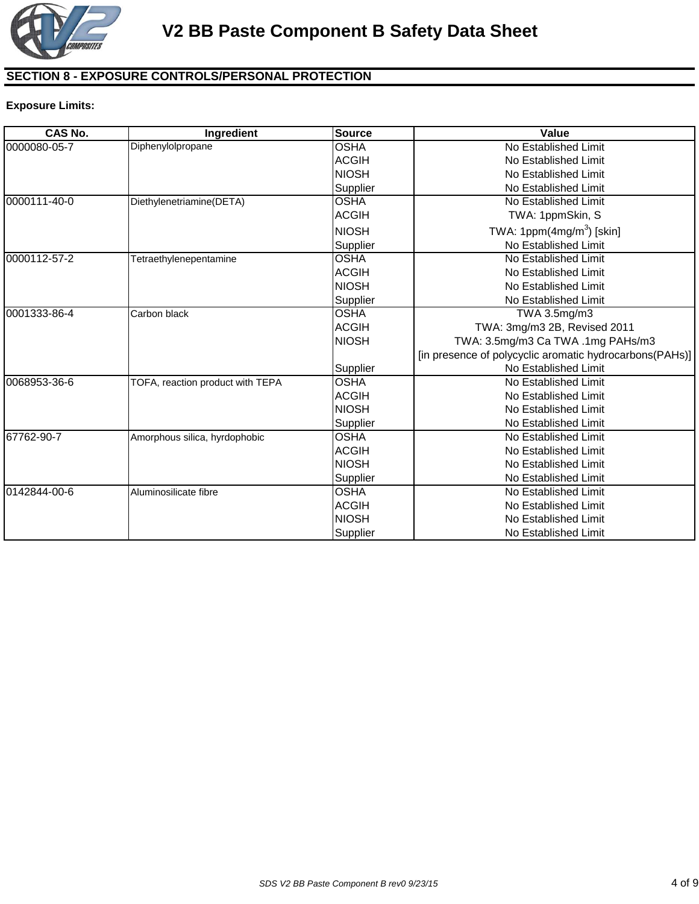## SECTION 8 - EXPOSURE CONTROLS/PERSONAL PROTECTION

**Exposure Limits:**

| CAS No. | Ingredient | Source | Value |
|---|---|---|---|
| 0000080-05-7 | Diphenylolpropane | OSHA | No Established Limit |
| | | ACGIH | No Established Limit |
| | | NIOSH | No Established Limit |
| | | Supplier | No Established Limit |
| 0000111-40-0 | Diethylenetriamine(DETA) | OSHA | No Established Limit |
| | | ACGIH | TWA: 1ppmSkin, S |
| | | NIOSH | TWA: 1ppm(4mg/$m^3$) [skin] |
| | | Supplier | No Established Limit |
| 0000112-57-2 | Tetraethylenepentamine | OSHA | No Established Limit |
| | | ACGIH | No Established Limit |
| | | NIOSH | No Established Limit |
| | | Supplier | No Established Limit |
| 0001333-86-4 | Carbon black | OSHA | TWA 3.5mg/m3 |
| | | ACGIH | TWA: 3mg/m3 2B, Revised 2011 |
| | | NIOSH | TWA: 3.5mg/m3 Ca TWA .1mg PAHs/m3 [in presence of polycyclic aromatic hydrocarbons(PAHs)] |
| | | Supplier | No Established Limit |
| 0068953-36-6 | TOFA, reaction product with TEPA | OSHA | No Established Limit |
| | | ACGIH | No Established Limit |
| | | NIOSH | No Established Limit |
| | | Supplier | No Established Limit |
| 67762-90-7 | Amorphous silica, hyrdophobic | OSHA | No Established Limit |
| | | ACGIH | No Established Limit |
| | | NIOSH | No Established Limit |
| | | Supplier | No Established Limit |
| 0142844-00-6 | Aluminosilicate fibre | OSHA | No Established Limit |
| | | ACGIH | No Established Limit |
| | | NIOSH | No Established Limit |
| | | Supplier | No Established Limit |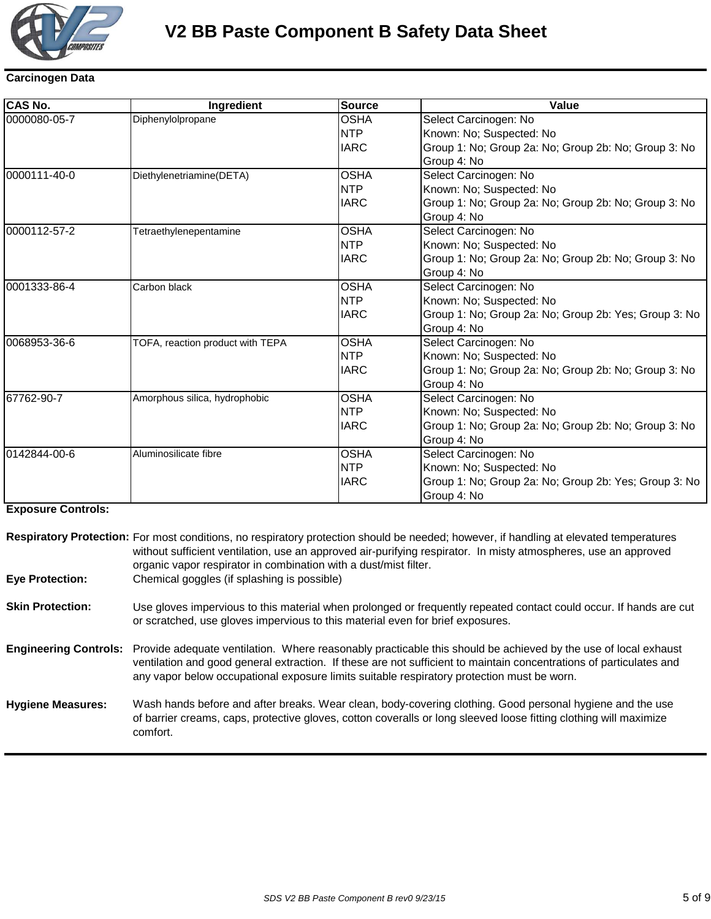**Carcinogen Data**

| CAS No. | Ingredient | Source | Value |
|---|---|---|---|
| 0000080-05-7 | Diphenylolpropane | OSHA<br>NTP<br>IARC | Select Carcinogen: No<br>Known: No; Suspected: No<br>Group 1: No; Group 2a: No; Group 2b: No; Group 3: No<br>Group 4: No |
| 0000111-40-0 | Diethylenetriamine(DETA) | OSHA<br>NTP<br>IARC | Select Carcinogen: No<br>Known: No; Suspected: No<br>Group 1: No; Group 2a: No; Group 2b: No; Group 3: No<br>Group 4: No |
| 0000112-57-2 | Tetraethylenepentamine | OSHA<br>NTP<br>IARC | Select Carcinogen: No<br>Known: No; Suspected: No<br>Group 1: No; Group 2a: No; Group 2b: No; Group 3: No<br>Group 4: No |
| 0001333-86-4 | Carbon black | OSHA<br>NTP<br>IARC | Select Carcinogen: No<br>Known: No; Suspected: No<br>Group 1: No; Group 2a: No; Group 2b: Yes; Group 3: No<br>Group 4: No |
| 0068953-36-6 | TOFA, reaction product with TEPA | OSHA<br>NTP<br>IARC | Select Carcinogen: No<br>Known: No; Suspected: No<br>Group 1: No; Group 2a: No; Group 2b: No; Group 3: No<br>Group 4: No |
| 67762-90-7 | Amorphous silica, hydrophobic | OSHA<br>NTP<br>IARC | Select Carcinogen: No<br>Known: No; Suspected: No<br>Group 1: No; Group 2a: No; Group 2b: No; Group 3: No<br>Group 4: No |
| 0142844-00-6 | Aluminosilicate fibre | OSHA<br>NTP<br>IARC | Select Carcinogen: No<br>Known: No; Suspected: No<br>Group 1: No; Group 2a: No; Group 2b: Yes; Group 3: No<br>Group 4: No |

**Exposure Controls:**

**Respiratory Protection:** For most conditions, no respiratory protection should be needed; however, if handling at elevated temperatures without sufficient ventilation, use an approved air-purifying respirator. In misty atmospheres, use an approved organic vapor respirator in combination with a dust/mist filter.

**Eye Protection:** Chemical goggles (if splashing is possible)

**Skin Protection:** Use gloves impervious to this material when prolonged or frequently repeated contact could occur. If hands are cut or scratched, use gloves impervious to this material even for brief exposures.

**Engineering Controls:** Provide adequate ventilation. Where reasonably practicable this should be achieved by the use of local exhaust ventilation and good general extraction. If these are not sufficient to maintain concentrations of particulates and any vapor below occupational exposure limits suitable respiratory protection must be worn.

**Hygiene Measures:** Wash hands before and after breaks. Wear clean, body-covering clothing. Good personal hygiene and the use of barrier creams, caps, protective gloves, cotton coveralls or long sleeved loose fitting clothing will maximize comfort.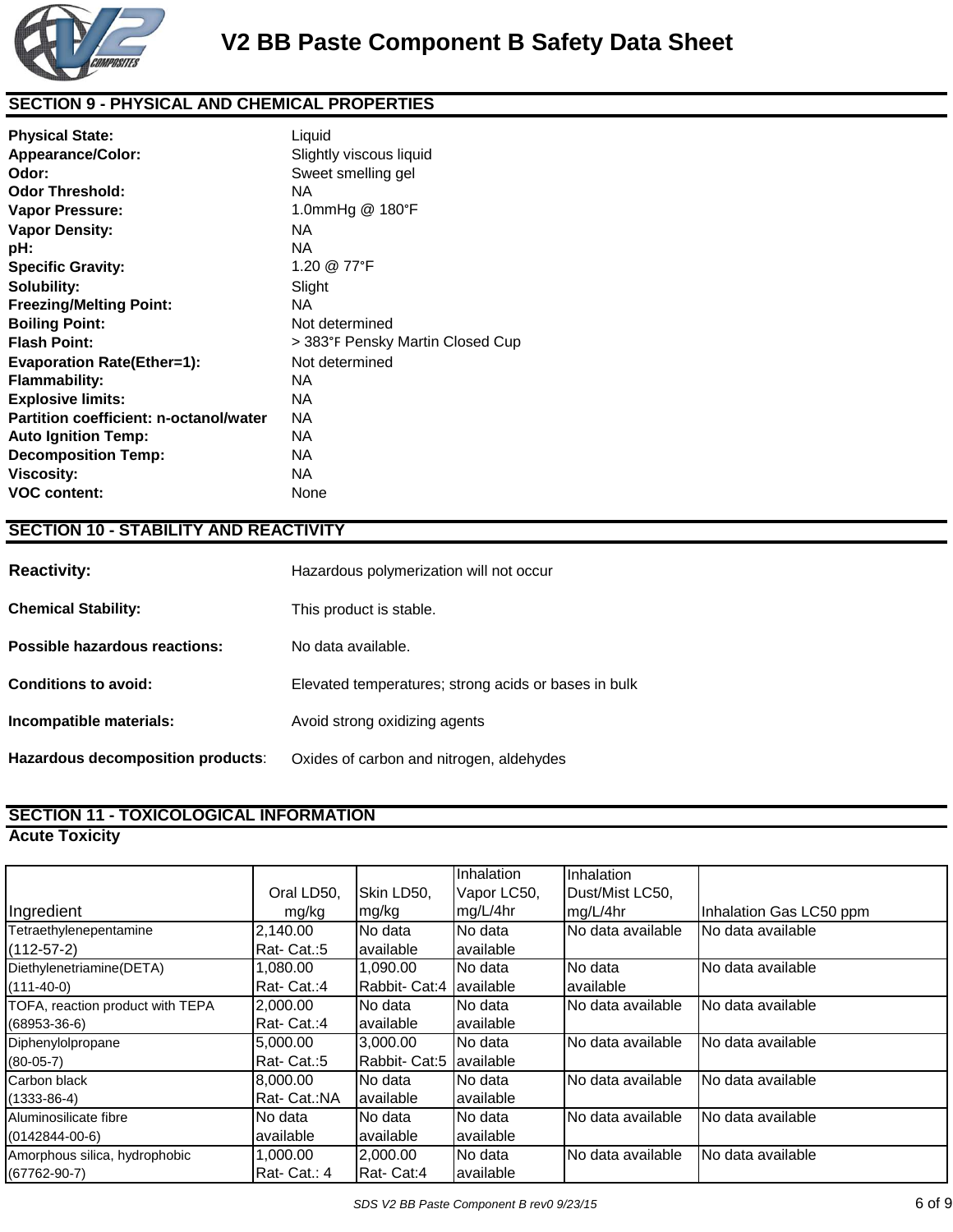## SECTION 9 - PHYSICAL AND CHEMICAL PROPERTIES

**Physical State:** Liquid
**Appearance/Color:** Slightly viscous liquid
**Odor:** Sweet smelling gel
**Odor Threshold:** NA
**Vapor Pressure:** 1.0mmHg @ 180°F
**Vapor Density:** NA
**pH:** NA
**Specific Gravity:** 1.20 @ 77°F
**Solubility:** Slight
**Freezing/Melting Point:** NA
**Boiling Point:** Not determined
**Flash Point:** > 383°F Pensky Martin Closed Cup
**Evaporation Rate(Ether=1):** Not determined
**Flammability:** NA
**Explosive limits:** NA
**Partition coefficient: n-octanol/water** NA
**Auto Ignition Temp:** NA
**Decomposition Temp:** NA
**Viscosity:** NA
**VOC content:** None

## SECTION 10 - STABILITY AND REACTIVITY

**Reactivity:** Hazardous polymerization will not occur

**Chemical Stability:** This product is stable.

**Possible hazardous reactions:** No data available.

**Conditions to avoid:** Elevated temperatures; strong acids or bases in bulk

**Incompatible materials:** Avoid strong oxidizing agents

**Hazardous decomposition products**: Oxides of carbon and nitrogen, aldehydes

## SECTION 11 - TOXICOLOGICAL INFORMATION

### Acute Toxicity

| Ingredient | Oral LD50, mg/kg | Skin LD50, mg/kg | Inhalation Vapor LC50, mg/L/4hr | Inhalation Dust/Mist LC50, mg/L/4hr | Inhalation Gas LC50 ppm |
|---|---|---|---|---|---|
| Tetraethylenepentamine (112-57-2) | 2,140.00 Rat- Cat.:5 | No data available | No data available | No data available | No data available |
| Diethylenetriamine(DETA) (111-40-0) | 1,080.00 Rat- Cat.:4 | 1,090.00 Rabbit- Cat:4 | No data available | No data available | No data available |
| TOFA, reaction product with TEPA (68953-36-6) | 2,000.00 Rat- Cat.:4 | No data available | No data available | No data available | No data available |
| Diphenylolpropane (80-05-7) | 5,000.00 Rat- Cat.:5 | 3,000.00 Rabbit- Cat:5 | No data available | No data available | No data available |
| Carbon black (1333-86-4) | 8,000.00 Rat- Cat.:NA | No data available | No data available | No data available | No data available |
| Aluminosilicate fibre (0142844-00-6) | No data available | No data available | No data available | No data available | No data available |
| Amorphous silica, hydrophobic (67762-90-7) | 1,000.00 Rat- Cat.: 4 | 2,000.00 Rat- Cat:4 | No data available | No data available | No data available |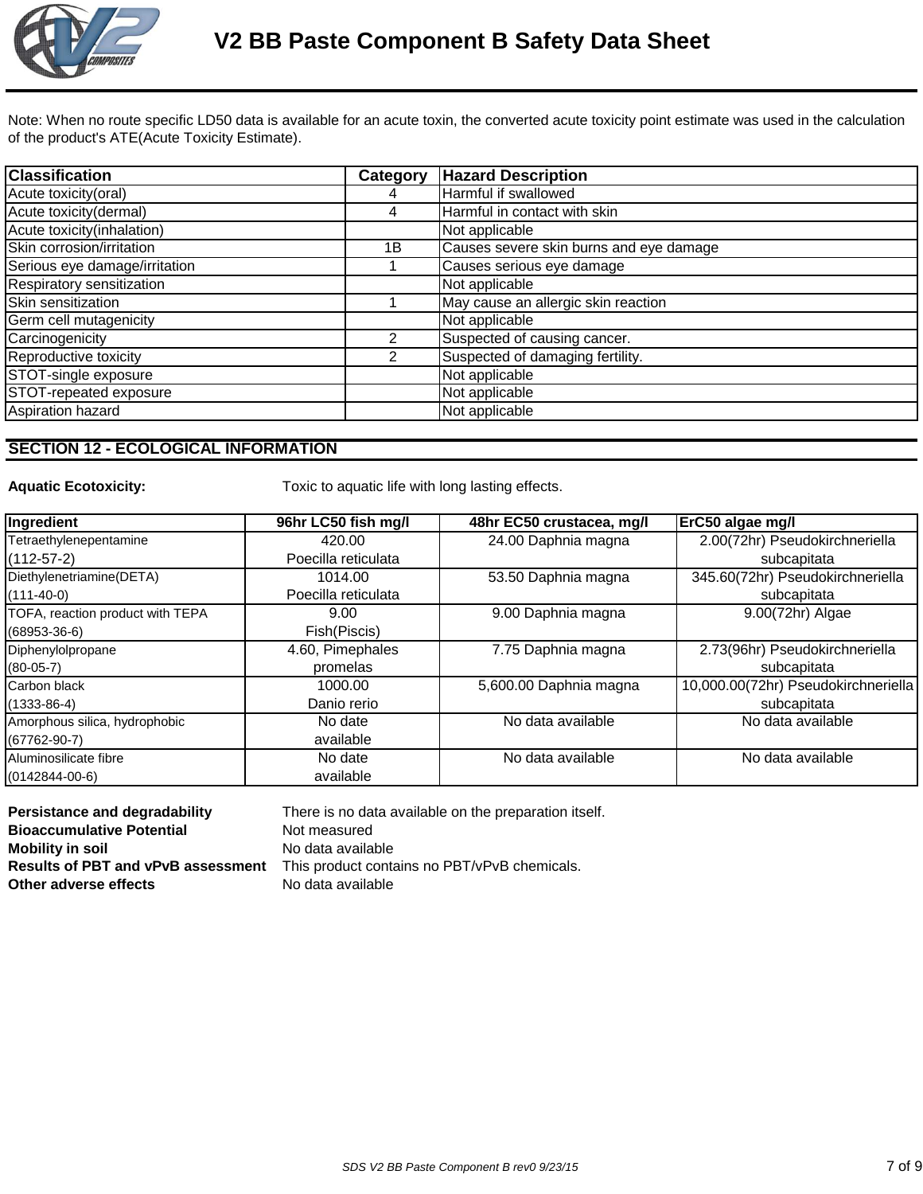Note: When no route specific LD50 data is available for an acute toxin, the converted acute toxicity point estimate was used in the calculation of the product's ATE(Acute Toxicity Estimate).

| Classification | Category | Hazard Description |
|---|---|---|
| Acute toxicity(oral) | 4 | Harmful if swallowed |
| Acute toxicity(dermal) | 4 | Harmful in contact with skin |
| Acute toxicity(inhalation) | | Not applicable |
| Skin corrosion/irritation | 1B | Causes severe skin burns and eye damage |
| Serious eye damage/irritation | 1 | Causes serious eye damage |
| Respiratory sensitization | | Not applicable |
| Skin sensitization | 1 | May cause an allergic skin reaction |
| Germ cell mutagenicity | | Not applicable |
| Carcinogenicity | 2 | Suspected of causing cancer. |
| Reproductive toxicity | 2 | Suspected of damaging fertility. |
| STOT-single exposure | | Not applicable |
| STOT-repeated exposure | | Not applicable |
| Aspiration hazard | | Not applicable |

## SECTION 12 - ECOLOGICAL INFORMATION

**Aquatic Ecotoxicity:** Toxic to aquatic life with long lasting effects.

| Ingredient | 96hr LC50 fish mg/l | 48hr EC50 crustacea, mg/l | ErC50 algae mg/l |
|---|---|---|---|
| Tetraethylenepentamine (112-57-2) | 420.00 Poecilla reticulata | 24.00 Daphnia magna | 2.00(72hr) Pseudokirchneriella subcapitata |
| Diethylenetriamine(DETA) (111-40-0) | 1014.00 Poecilla reticulata | 53.50 Daphnia magna | 345.60(72hr) Pseudokirchneriella subcapitata |
| TOFA, reaction product with TEPA (68953-36-6) | 9.00 Fish(Piscis) | 9.00 Daphnia magna | 9.00(72hr) Algae |
| Diphenylolpropane (80-05-7) | 4.60, Pimephales promelas | 7.75 Daphnia magna | 2.73(96hr) Pseudokirchneriella subcapitata |
| Carbon black (1333-86-4) | 1000.00 Danio rerio | 5,600.00 Daphnia magna | 10,000.00(72hr) Pseudokirchneriella subcapitata |
| Amorphous silica, hydrophobic (67762-90-7) | No date available | No data available | No data available |
| Aluminosilicate fibre (0142844-00-6) | No date available | No data available | No data available |

**Persistance and degradability** There is no data available on the preparation itself.
**Bioaccumulative Potential** Not measured
**Mobility in soil** No data available
**Results of PBT and vPvB assessment** This product contains no PBT/vPvB chemicals.
**Other adverse effects** No data available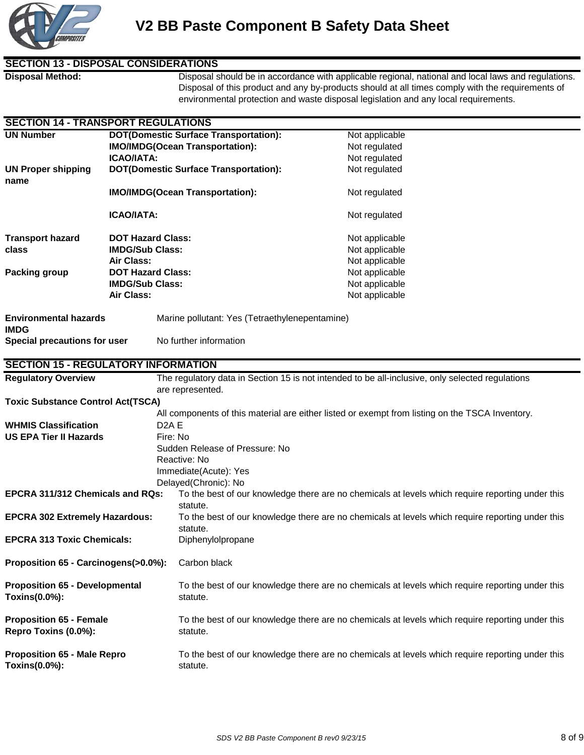## SECTION 13 - DISPOSAL CONSIDERATIONS

**Disposal Method:** Disposal should be in accordance with applicable regional, national and local laws and regulations. Disposal of this product and any by-products should at all times comply with the requirements of environmental protection and waste disposal legislation and any local requirements.

## SECTION 14 - TRANSPORT REGULATIONS

| | | |
|---|---|---|
| **UN Number** | **DOT(Domestic Surface Transportation):** | Not applicable |
| | **IMO/IMDG(Ocean Transportation):** | Not regulated |
| | **ICAO/IATA:** | Not regulated |
| **UN Proper shipping name** | **DOT(Domestic Surface Transportation):** | Not regulated |
| | **IMO/IMDG(Ocean Transportation):** | Not regulated |
| | **ICAO/IATA:** | Not regulated |
| **Transport hazard class** | **DOT Hazard Class:** | Not applicable |
| | **IMDG/Sub Class:** | Not applicable |
| | **Air Class:** | Not applicable |
| **Packing group** | **DOT Hazard Class:** | Not applicable |
| | **IMDG/Sub Class:** | Not applicable |
| | **Air Class:** | Not applicable |

**Environmental hazards IMDG** Marine pollutant: Yes (Tetraethylenepentamine)

**Special precautions for user** No further information

## SECTION 15 - REGULATORY INFORMATION

**Regulatory Overview** The regulatory data in Section 15 is not intended to be all-inclusive, only selected regulations are represented.

**Toxic Substance Control Act(TSCA)**

All components of this material are either listed or exempt from listing on the TSCA Inventory.

**WHMIS Classification** D2A E

**US EPA Tier II Hazards**
Fire: No
Sudden Release of Pressure: No
Reactive: No
Immediate(Acute): Yes
Delayed(Chronic): No

**EPCRA 311/312 Chemicals and RQs:** To the best of our knowledge there are no chemicals at levels which require reporting under this statute.

**EPCRA 302 Extremely Hazardous:** To the best of our knowledge there are no chemicals at levels which require reporting under this statute.

**EPCRA 313 Toxic Chemicals:** Diphenylolpropane

**Proposition 65 - Carcinogens(>0.0%):** Carbon black

**Proposition 65 - Developmental Toxins(0.0%):** To the best of our knowledge there are no chemicals at levels which require reporting under this statute.

**Proposition 65 - Female Repro Toxins (0.0%):** To the best of our knowledge there are no chemicals at levels which require reporting under this statute.

**Proposition 65 - Male Repro Toxins(0.0%):** To the best of our knowledge there are no chemicals at levels which require reporting under this statute.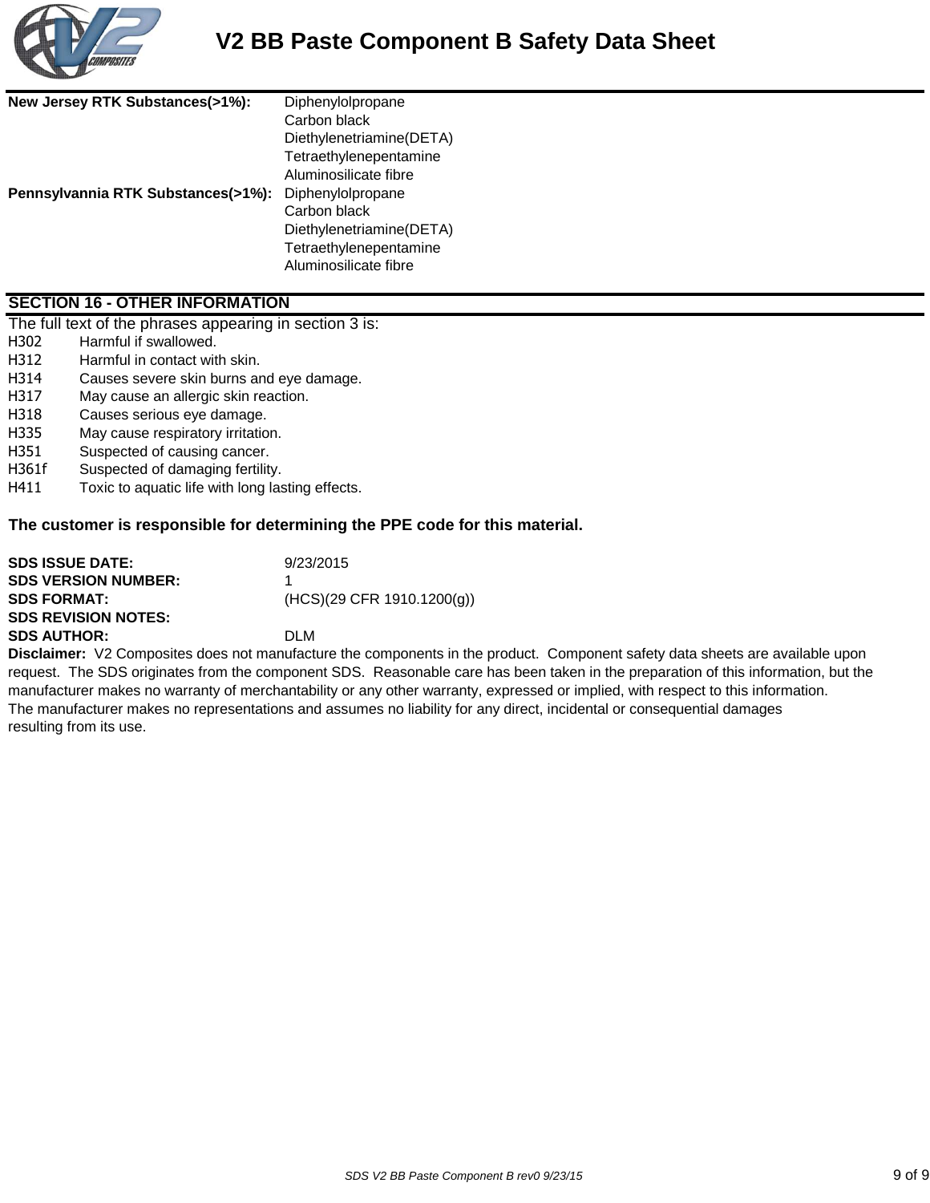| | |
|---|---|
| **New Jersey RTK Substances(>1%):** | Diphenylolpropane<br>Carbon black<br>Diethylenetriamine(DETA)<br>Tetraethylenepentamine<br>Aluminosilicate fibre |
| **Pennsylvannia RTK Substances(>1%):** | Diphenylolpropane<br>Carbon black<br>Diethylenetriamine(DETA)<br>Tetraethylenepentamine<br>Aluminosilicate fibre |

## SECTION 16 - OTHER INFORMATION

The full text of the phrases appearing in section 3 is:

| | |
|---|---|
| H302 | Harmful if swallowed. |
| H312 | Harmful in contact with skin. |
| H314 | Causes severe skin burns and eye damage. |
| H317 | May cause an allergic skin reaction. |
| H318 | Causes serious eye damage. |
| H335 | May cause respiratory irritation. |
| H351 | Suspected of causing cancer. |
| H361f | Suspected of damaging fertility. |
| H411 | Toxic to aquatic life with long lasting effects. |

**The customer is responsible for determining the PPE code for this material.**

| | |
|---|---|
| **SDS ISSUE DATE:** | 9/23/2015 |
| **SDS VERSION NUMBER:** | 1 |
| **SDS FORMAT:** | (HCS)(29 CFR 1910.1200(g)) |
| **SDS REVISION NOTES:** | |
| **SDS AUTHOR:** | DLM |

**Disclaimer:** V2 Composites does not manufacture the components in the product. Component safety data sheets are available upon request. The SDS originates from the component SDS. Reasonable care has been taken in the preparation of this information, but the manufacturer makes no warranty of merchantability or any other warranty, expressed or implied, with respect to this information. The manufacturer makes no representations and assumes no liability for any direct, incidental or consequential damages resulting from its use.